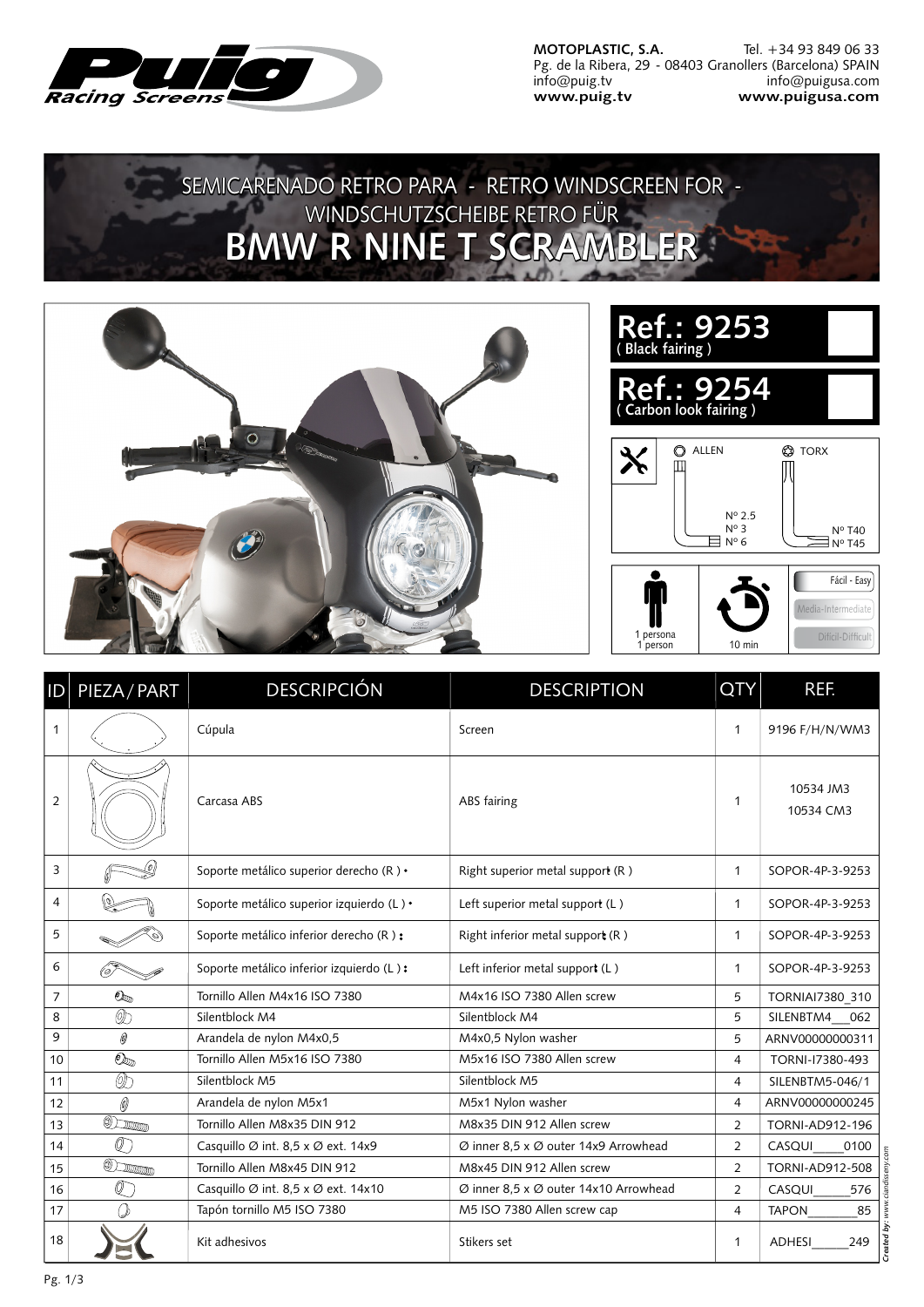**MOTOPLASTIC, S.A.** Tel. +34 93 849 06 33
Pg. de la Ribera, 29 - 08403 Granollers (Barcelona) SPAIN
info@puig.tv info@puigusa.com
**www.puig.tv** **www.puigusa.com**

# SEMICARENADO RETRO PARA - RETRO WINDSCREEN FOR - WINDSCHUTZSCHEIBE RETRO FÜR
# BMW R NINE T SCRAMBLER

## Ref.: 9253
( Black fairing )

## Ref.: 9254
( Carbon look fairing )

ALLEN: Nº 2.5, Nº 3, Nº 6

TORX: Nº T40, Nº T45

1 persona / 1 person

10 min

Fácil - Easy | Media-Intermediate | Difícil-Difficult

| ID | PIEZA / PART | DESCRIPCIÓN | DESCRIPTION | QTY | REF. |
|---|---|---|---|---|---|
| 1 | | Cúpula | Screen | 1 | 9196 F/H/N/WM3 |
| 2 | | Carcasa ABS | ABS fairing | 1 | 10534 JM3<br>10534 CM3 |
| 3 | | Soporte metálico superior derecho (R ) • | Right superior metal support (R ) | 1 | SOPOR-4P-3-9253 |
| 4 | | Soporte metálico superior izquierdo (L ) • | Left superior metal support (L ) | 1 | SOPOR-4P-3-9253 |
| 5 | | Soporte metálico inferior derecho (R ) : | Right inferior metal support (R ) | 1 | SOPOR-4P-3-9253 |
| 6 | | Soporte metálico inferior izquierdo (L ) : | Left inferior metal support (L ) | 1 | SOPOR-4P-3-9253 |
| 7 | | Tornillo Allen M4x16 ISO 7380 | M4x16 ISO 7380 Allen screw | 5 | TORNIAI7380_310 |
| 8 | | Silentblock M4 | Silentblock M4 | 5 | SILENBTM4___062 |
| 9 | | Arandela de nylon M4x0,5 | M4x0,5 Nylon washer | 5 | ARNV00000000311 |
| 10 | | Tornillo Allen M5x16 ISO 7380 | M5x16 ISO 7380 Allen screw | 4 | TORNI-I7380-493 |
| 11 | | Silentblock M5 | Silentblock M5 | 4 | SILENBTM5-046/1 |
| 12 | | Arandela de nylon M5x1 | M5x1 Nylon washer | 4 | ARNV00000000245 |
| 13 | | Tornillo Allen M8x35 DIN 912 | M8x35 DIN 912 Allen screw | 2 | TORNI-AD912-196 |
| 14 | | Casquillo Ø int. 8,5 x Ø ext. 14x9 | Ø inner 8,5 x Ø outer 14x9 Arrowhead | 2 | CASQUI_____0100 |
| 15 | | Tornillo Allen M8x45 DIN 912 | M8x45 DIN 912 Allen screw | 2 | TORNI-AD912-508 |
| 16 | | Casquillo Ø int. 8,5 x Ø ext. 14x10 | Ø inner 8,5 x Ø outer 14x10 Arrowhead | 2 | CASQUI______576 |
| 17 | | Tapón tornillo M5 ISO 7380 | M5 ISO 7380 Allen screw cap | 4 | TAPON________85 |
| 18 | | Kit adhesivos | Stikers set | 1 | ADHESI______249 |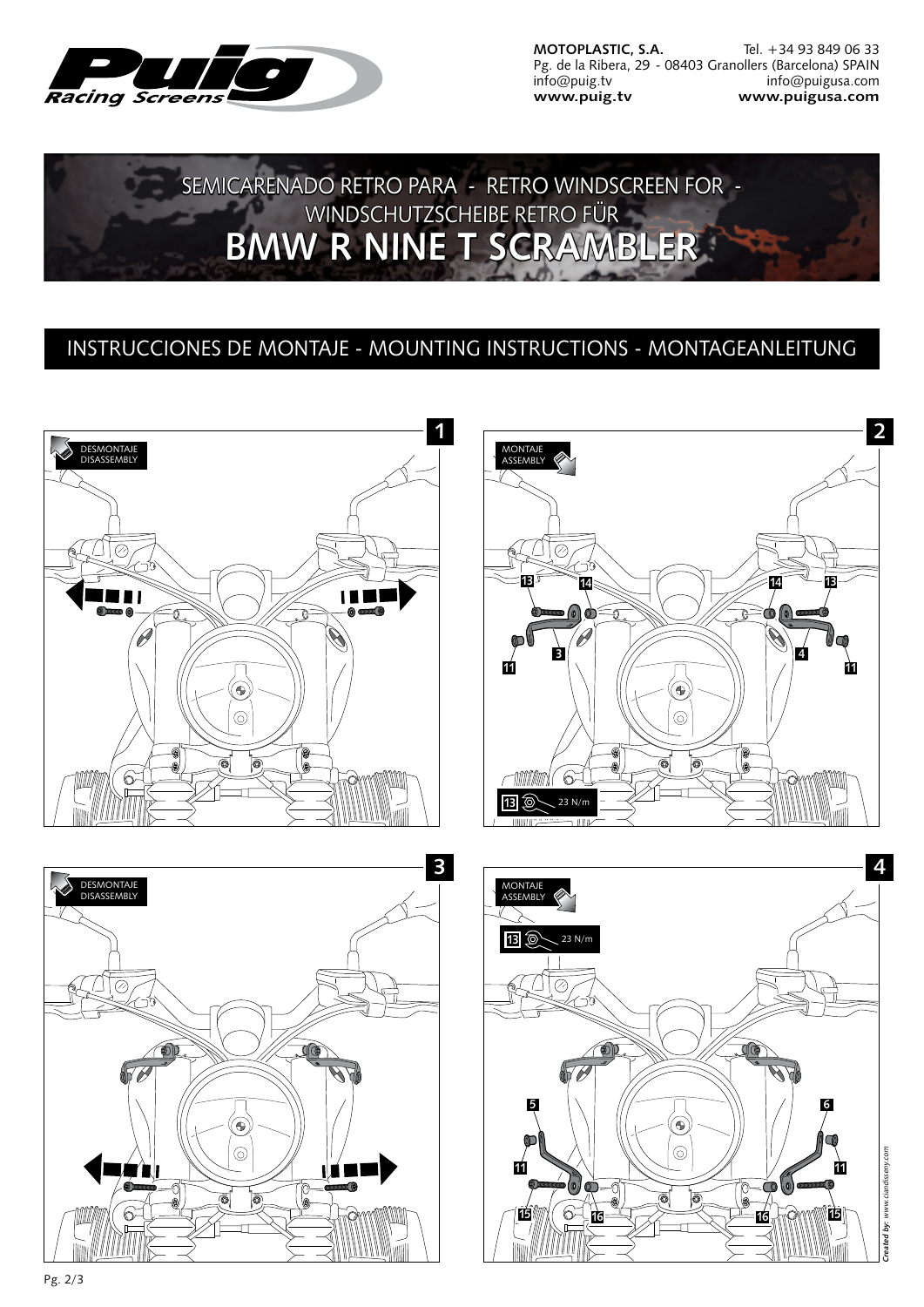**MOTOPLASTIC, S.A.** Tel. +34 93 849 06 33
Pg. de la Ribera, 29 - 08403 Granollers (Barcelona) SPAIN
info@puig.tv info@puigusa.com
**www.puig.tv** **www.puigusa.com**

# SEMICARENADO RETRO PARA - RETRO WINDSCREEN FOR - WINDSCHUTZSCHEIBE RETRO FÜR
# BMW R NINE T SCRAMBLER

## INSTRUCCIONES DE MONTAJE - MOUNTING INSTRUCTIONS - MONTAGEANLEITUNG

**1**

DESMONTAJE
DISASSEMBLY

**2**

MONTAJE
ASSEMBLY

13 14 14 13
3 4
11 11

13 23 N/m

**3**

DESMONTAJE
DISASSEMBLY

**4**

MONTAJE
ASSEMBLY

13 23 N/m

5 6
11 11
15 16 16 15

*Created by: www.ciandisseny.com*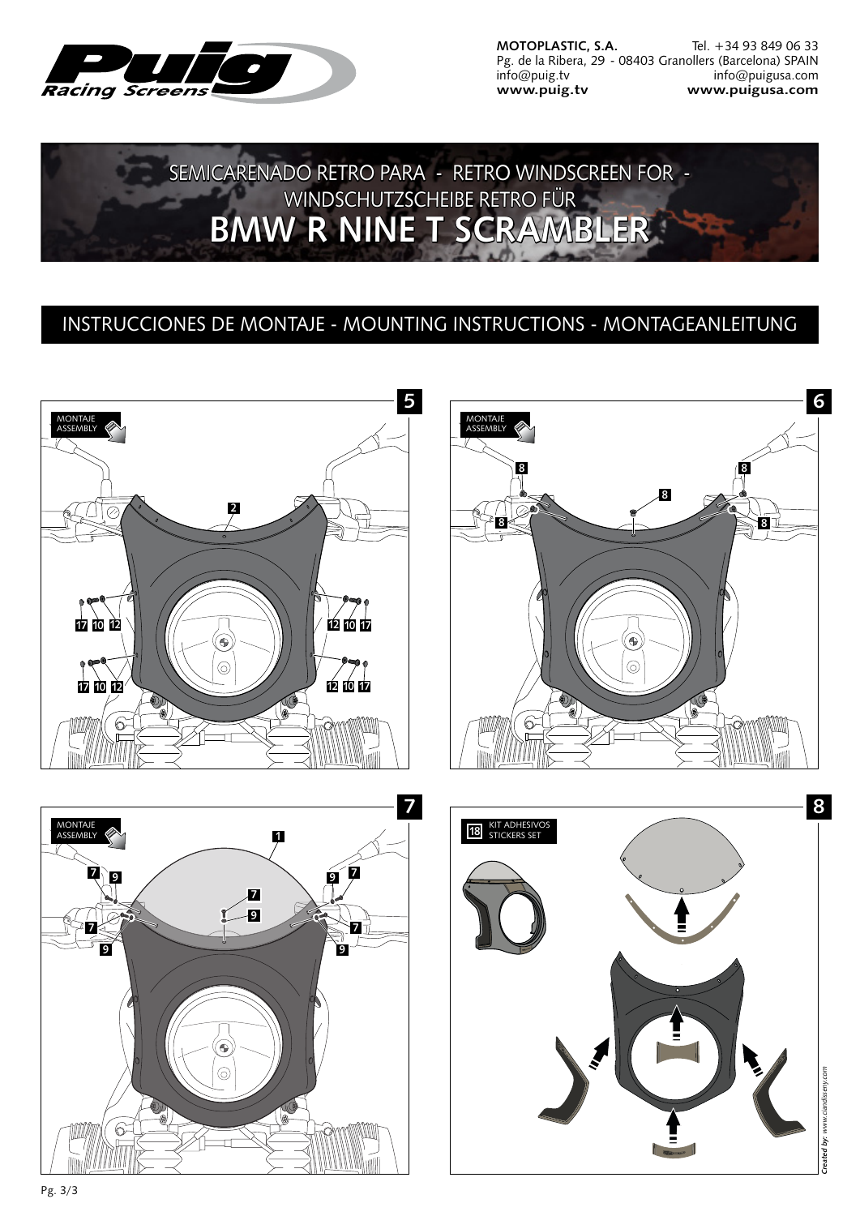**MOTOPLASTIC, S.A.** Tel. +34 93 849 06 33
Pg. de la Ribera, 29 - 08403 Granollers (Barcelona) SPAIN
info@puig.tv info@puigusa.com
**www.puig.tv** **www.puigusa.com**

# SEMICARENADO RETRO PARA - RETRO WINDSCREEN FOR - WINDSCHUTZSCHEIBE RETRO FÜR

# BMW R NINE T SCRAMBLER

## INSTRUCCIONES DE MONTAJE - MOUNTING INSTRUCTIONS - MONTAGEANLEITUNG

5

MONTAJE
ASSEMBLY

2

17 10 12
12 10 17
17 10 12
12 10 17

6

MONTAJE
ASSEMBLY

8
8
8
8
8

7

MONTAJE
ASSEMBLY

1

7 9
9 7
7
9
7
7
9
9

8

18 KIT ADHESIVOS
STICKERS SET

*Created by: www.ciandisseny.com*